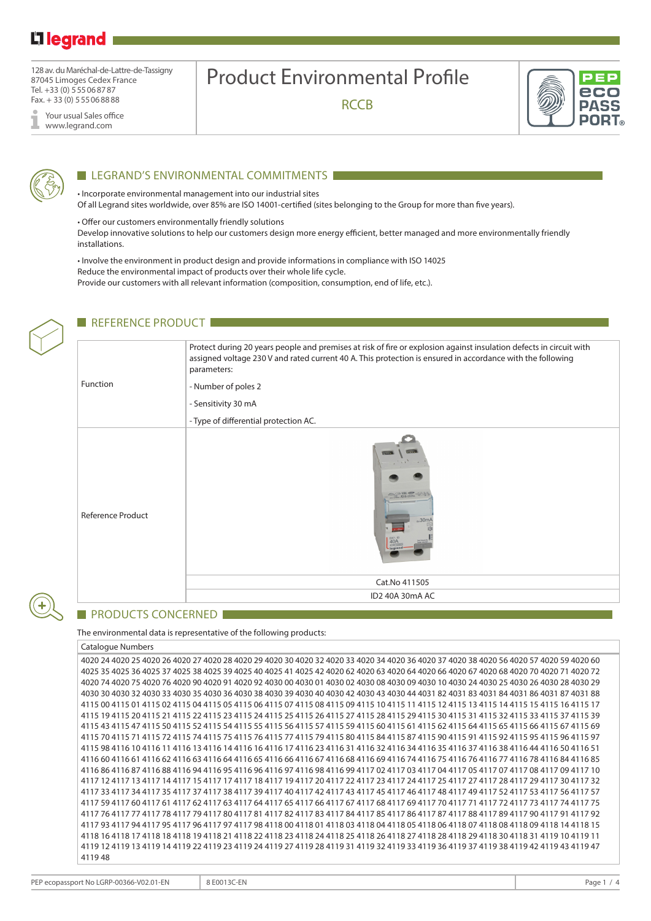128 av. du Maréchal-de-Lattre-de-Tassigny
87045 Limoges Cedex France
Tel. +33 (0) 5 55 06 87 87
Fax. + 33 (0) 5 55 06 88 88

Your usual Sales office
www.legrand.com

# Product Environmental Profile

RCCB

## LEGRAND'S ENVIRONMENTAL COMMITMENTS

• Incorporate environmental management into our industrial sites
Of all Legrand sites worldwide, over 85% are ISO 14001-certified (sites belonging to the Group for more than five years).

• Offer our customers environmentally friendly solutions
Develop innovative solutions to help our customers design more energy efficient, better managed and more environmentally friendly installations.

• Involve the environment in product design and provide informations in compliance with ISO 14025
Reduce the environmental impact of products over their whole life cycle.
Provide our customers with all relevant information (composition, consumption, end of life, etc.).

## REFERENCE PRODUCT

| | |
|---|---|
| Function | Protect during 20 years people and premises at risk of fire or explosion against insulation defects in circuit with assigned voltage 230 V and rated current 40 A. This protection is ensured in accordance with the following parameters:<br>- Number of poles 2<br>- Sensitivity 30 mA<br>- Type of differential protection AC. |
| Reference Product | Cat.No 411505<br>ID2 40A 30mA AC |

## PRODUCTS CONCERNED

The environmental data is representative of the following products:

| Catalogue Numbers |
|---|
| 4020 24 4020 25 4020 26 4020 27 4020 28 4020 29 4020 30 4020 32 4020 33 4020 34 4020 36 4020 37 4020 38 4020 56 4020 57 4020 59 4020 60 4025 35 4025 36 4025 37 4025 38 4025 39 4025 40 4025 41 4025 42 4020 62 4020 63 4020 64 4020 66 4020 67 4020 68 4020 70 4020 71 4020 72 4020 74 4020 75 4020 76 4020 90 4020 91 4020 92 4030 00 4030 01 4030 02 4030 08 4030 09 4030 10 4030 24 4030 25 4030 26 4030 28 4030 29 4030 30 4030 32 4030 33 4030 35 4030 36 4030 38 4030 39 4030 40 4030 42 4030 43 4030 44 4031 82 4031 83 4031 84 4031 86 4031 87 4031 88 4115 00 4115 01 4115 02 4115 04 4115 05 4115 06 4115 07 4115 08 4115 09 4115 10 4115 11 4115 12 4115 13 4115 14 4115 15 4115 16 4115 17 4115 19 4115 20 4115 21 4115 22 4115 23 4115 24 4115 25 4115 26 4115 27 4115 28 4115 29 4115 30 4115 31 4115 32 4115 33 4115 37 4115 39 4115 43 4115 47 4115 50 4115 52 4115 54 4115 55 4115 56 4115 57 4115 59 4115 60 4115 61 4115 62 4115 64 4115 65 4115 66 4115 67 4115 69 4115 70 4115 71 4115 72 4115 74 4115 75 4115 76 4115 77 4115 79 4115 80 4115 84 4115 87 4115 90 4115 91 4115 92 4115 95 4115 96 4115 97 4115 98 4116 10 4116 11 4116 13 4116 14 4116 16 4116 17 4116 23 4116 31 4116 32 4116 34 4116 35 4116 37 4116 38 4116 44 4116 50 4116 51 4116 60 4116 61 4116 62 4116 63 4116 64 4116 65 4116 66 4116 67 4116 68 4116 69 4116 74 4116 75 4116 76 4116 77 4116 78 4116 84 4116 85 4116 86 4116 87 4116 88 4116 94 4116 95 4116 96 4116 97 4116 98 4116 99 4117 02 4117 03 4117 04 4117 05 4117 07 4117 08 4117 09 4117 10 4117 12 4117 13 4117 14 4117 15 4117 17 4117 18 4117 19 4117 20 4117 22 4117 23 4117 24 4117 25 4117 27 4117 28 4117 29 4117 30 4117 32 4117 33 4117 34 4117 35 4117 37 4117 38 4117 39 4117 40 4117 42 4117 43 4117 45 4117 46 4117 48 4117 49 4117 52 4117 53 4117 56 4117 57 4117 59 4117 60 4117 61 4117 62 4117 63 4117 64 4117 65 4117 66 4117 67 4117 68 4117 69 4117 70 4117 71 4117 72 4117 73 4117 74 4117 75 4117 76 4117 77 4117 78 4117 79 4117 80 4117 81 4117 82 4117 83 4117 84 4117 85 4117 86 4117 87 4117 88 4117 89 4117 90 4117 91 4117 92 4117 93 4117 94 4117 95 4117 96 4117 97 4117 98 4118 00 4118 01 4118 03 4118 04 4118 05 4118 06 4118 07 4118 08 4118 09 4118 14 4118 15 4118 16 4118 17 4118 18 4118 19 4118 21 4118 22 4118 23 4118 24 4118 25 4118 26 4118 27 4118 28 4118 29 4118 30 4118 31 4119 10 4119 11 4119 12 4119 13 4119 14 4119 22 4119 23 4119 24 4119 27 4119 28 4119 31 4119 32 4119 33 4119 36 4119 37 4119 38 4119 42 4119 43 4119 47 4119 48 |

PEP ecopassport No LGRP-00366-V02.01-EN | 8 E0013C-EN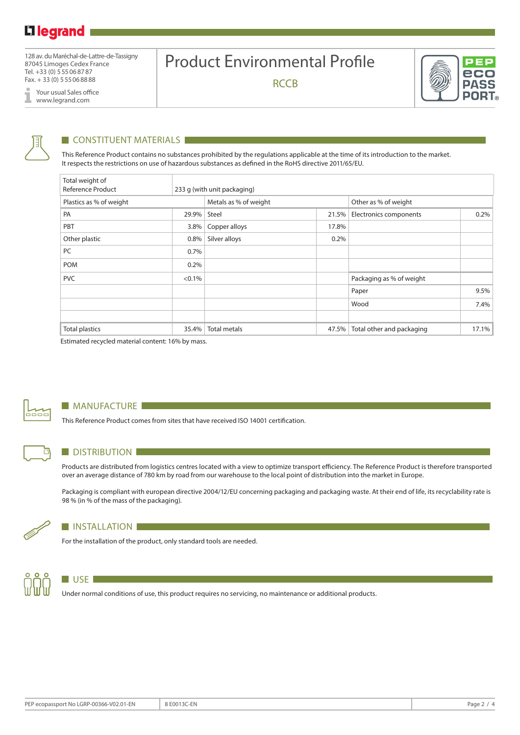128 av. du Maréchal-de-Lattre-de-Tassigny
87045 Limoges Cedex France
Tel. +33 (0) 5 55 06 87 87
Fax. + 33 (0) 5 55 06 88 88

Your usual Sales office
www.legrand.com

# Product Environmental Profile

## RCCB

## CONSTITUENT MATERIALS

This Reference Product contains no substances prohibited by the regulations applicable at the time of its introduction to the market.
It respects the restrictions on use of hazardous substances as defined in the RoHS directive 2011/65/EU.

| Total weight of Reference Product | 233 g (with unit packaging) | | | | |
|---|---|---|---|---|---|
| Plastics as % of weight | | Metals as % of weight | | Other as % of weight | |
| PA | 29.9% | Steel | 21.5% | Electronics components | 0.2% |
| PBT | 3.8% | Copper alloys | 17.8% | | |
| Other plastic | 0.8% | Silver alloys | 0.2% | | |
| PC | 0.7% | | | | |
| POM | 0.2% | | | | |
| PVC | <0.1% | | | Packaging as % of weight | |
| | | | | Paper | 9.5% |
| | | | | Wood | 7.4% |
| | | | | | |
| Total plastics | 35.4% | Total metals | 47.5% | Total other and packaging | 17.1% |

Estimated recycled material content: 16% by mass.

## MANUFACTURE

This Reference Product comes from sites that have received ISO 14001 certification.

## DISTRIBUTION

Products are distributed from logistics centres located with a view to optimize transport efficiency. The Reference Product is therefore transported over an average distance of 780 km by road from our warehouse to the local point of distribution into the market in Europe.

Packaging is compliant with european directive 2004/12/EU concerning packaging and packaging waste. At their end of life, its recyclability rate is 98 % (in % of the mass of the packaging).

## INSTALLATION

For the installation of the product, only standard tools are needed.

## USE

Under normal conditions of use, this product requires no servicing, no maintenance or additional products.

PEP ecopassport No LGRP-00366-V02.01-EN | 8 E0013C-EN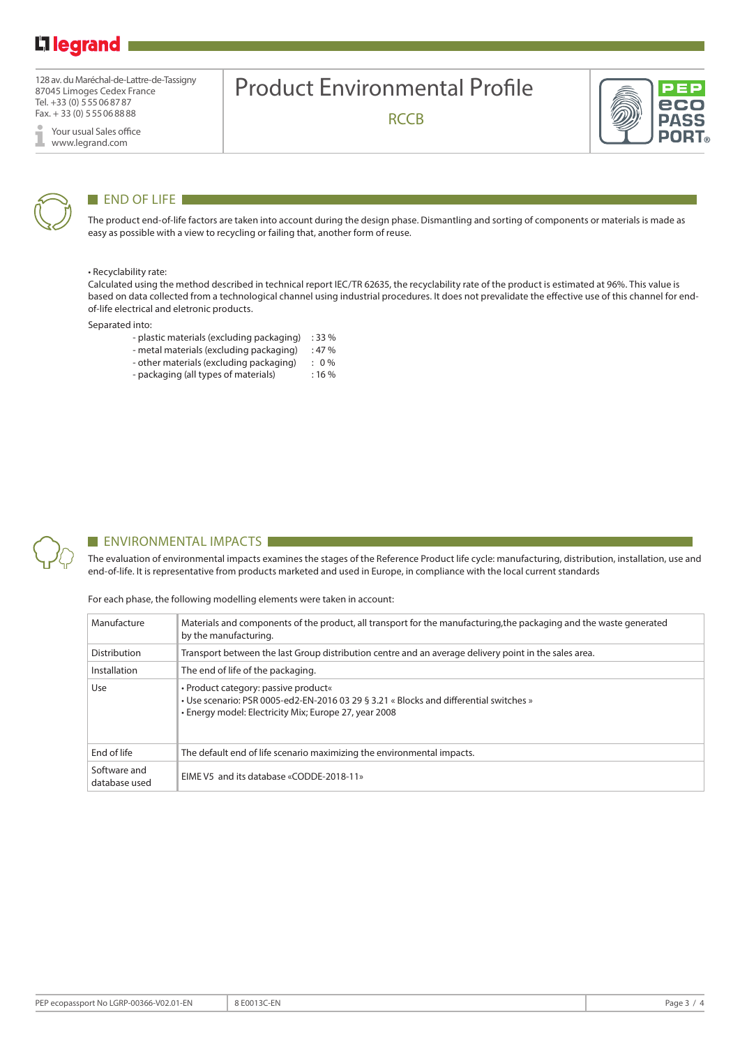## END OF LIFE

The product end-of-life factors are taken into account during the design phase. Dismantling and sorting of components or materials is made as easy as possible with a view to recycling or failing that, another form of reuse.

• Recyclability rate:

Calculated using the method described in technical report IEC/TR 62635, the recyclability rate of the product is estimated at 96%. This value is based on data collected from a technological channel using industrial procedures. It does not prevalidate the effective use of this channel for end-of-life electrical and eletronic products.

Separated into:

- plastic materials (excluding packaging) : 33 %
- metal materials (excluding packaging) : 47 %
- other materials (excluding packaging) : 0 %
- packaging (all types of materials) : 16 %

## ENVIRONMENTAL IMPACTS

The evaluation of environmental impacts examines the stages of the Reference Product life cycle: manufacturing, distribution, installation, use and end-of-life. It is representative from products marketed and used in Europe, in compliance with the local current standards

For each phase, the following modelling elements were taken in account:

| | |
|---|---|
| Manufacture | Materials and components of the product, all transport for the manufacturing,the packaging and the waste generated by the manufacturing. |
| Distribution | Transport between the last Group distribution centre and an average delivery point in the sales area. |
| Installation | The end of life of the packaging. |
| Use | • Product category: passive product« <br> • Use scenario: PSR 0005-ed2-EN-2016 03 29 § 3.21 « Blocks and differential switches » <br> • Energy model: Electricity Mix; Europe 27, year 2008 |
| End of life | The default end of life scenario maximizing the environmental impacts. |
| Software and database used | EIME V5 and its database «CODDE-2018-11» |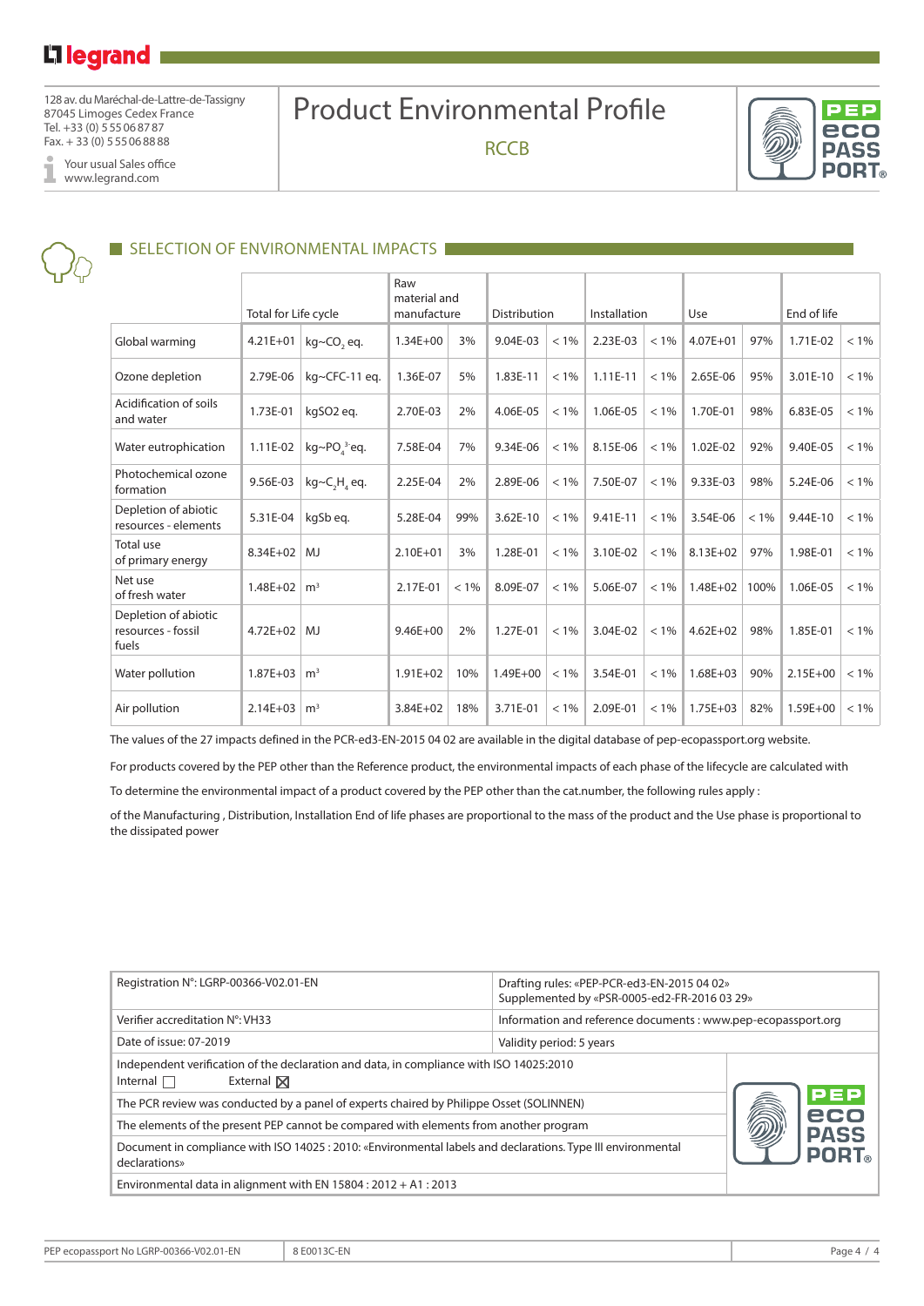Product Environmental Profile

RCCB

128 av. du Maréchal-de-Lattre-de-Tassigny
87045 Limoges Cedex France
Tel. +33 (0) 5 55 06 87 87
Fax. + 33 (0) 5 55 06 88 88

Your usual Sales office
www.legrand.com

## SELECTION OF ENVIRONMENTAL IMPACTS

| | Total for Life cycle | | Raw material and manufacture | | Distribution | | Installation | | Use | | End of life | |
|---|---|---|---|---|---|---|---|---|---|---|---|---|
| Global warming | 4.21E+01 | kg~$CO_2$ eq. | 1.34E+00 | 3% | 9.04E-03 | < 1% | 2.23E-03 | < 1% | 4.07E+01 | 97% | 1.71E-02 | < 1% |
| Ozone depletion | 2.79E-06 | kg~CFC-11 eq. | 1.36E-07 | 5% | 1.83E-11 | < 1% | 1.11E-11 | < 1% | 2.65E-06 | 95% | 3.01E-10 | < 1% |
| Acidification of soils and water | 1.73E-01 | kgSO2 eq. | 2.70E-03 | 2% | 4.06E-05 | < 1% | 1.06E-05 | < 1% | 1.70E-01 | 98% | 6.83E-05 | < 1% |
| Water eutrophication | 1.11E-02 | kg~$PO_4^{3-}$eq. | 7.58E-04 | 7% | 9.34E-06 | < 1% | 8.15E-06 | < 1% | 1.02E-02 | 92% | 9.40E-05 | < 1% |
| Photochemical ozone formation | 9.56E-03 | kg~$C_2H_4$ eq. | 2.25E-04 | 2% | 2.89E-06 | < 1% | 7.50E-07 | < 1% | 9.33E-03 | 98% | 5.24E-06 | < 1% |
| Depletion of abiotic resources - elements | 5.31E-04 | kgSb eq. | 5.28E-04 | 99% | 3.62E-10 | < 1% | 9.41E-11 | < 1% | 3.54E-06 | < 1% | 9.44E-10 | < 1% |
| Total use of primary energy | 8.34E+02 | MJ | 2.10E+01 | 3% | 1.28E-01 | < 1% | 3.10E-02 | < 1% | 8.13E+02 | 97% | 1.98E-01 | < 1% |
| Net use of fresh water | 1.48E+02 | m³ | 2.17E-01 | < 1% | 8.09E-07 | < 1% | 5.06E-07 | < 1% | 1.48E+02 | 100% | 1.06E-05 | < 1% |
| Depletion of abiotic resources - fossil fuels | 4.72E+02 | MJ | 9.46E+00 | 2% | 1.27E-01 | < 1% | 3.04E-02 | < 1% | 4.62E+02 | 98% | 1.85E-01 | < 1% |
| Water pollution | 1.87E+03 | m³ | 1.91E+02 | 10% | 1.49E+00 | < 1% | 3.54E-01 | < 1% | 1.68E+03 | 90% | 2.15E+00 | < 1% |
| Air pollution | 2.14E+03 | m³ | 3.84E+02 | 18% | 3.71E-01 | < 1% | 2.09E-01 | < 1% | 1.75E+03 | 82% | 1.59E+00 | < 1% |

The values of the 27 impacts defined in the PCR-ed3-EN-2015 04 02 are available in the digital database of pep-ecopassport.org website.

For products covered by the PEP other than the Reference product, the environmental impacts of each phase of the lifecycle are calculated with

To determine the environmental impact of a product covered by the PEP other than the cat.number, the following rules apply :

of the Manufacturing , Distribution, Installation End of life phases are proportional to the mass of the product and the Use phase is proportional to the dissipated power

| | |
|---|---|
| Registration N°: LGRP-00366-V02.01-EN | Drafting rules: «PEP-PCR-ed3-EN-2015 04 02» Supplemented by «PSR-0005-ed2-FR-2016 03 29» |
| Verifier accreditation N°: VH33 | Information and reference documents : www.pep-ecopassport.org |
| Date of issue: 07-2019 | Validity period: 5 years |
| Independent verification of the declaration and data, in compliance with ISO 14025:2010<br>Internal ☐ External ☒ | |
| The PCR review was conducted by a panel of experts chaired by Philippe Osset (SOLINNEN) | |
| The elements of the present PEP cannot be compared with elements from another program | |
| Document in compliance with ISO 14025 : 2010: «Environmental labels and declarations. Type III environmental declarations» | |
| Environmental data in alignment with EN 15804 : 2012 + A1 : 2013 | |

PEP ecopassport No LGRP-00366-V02.01-EN | 8 E0013C-EN